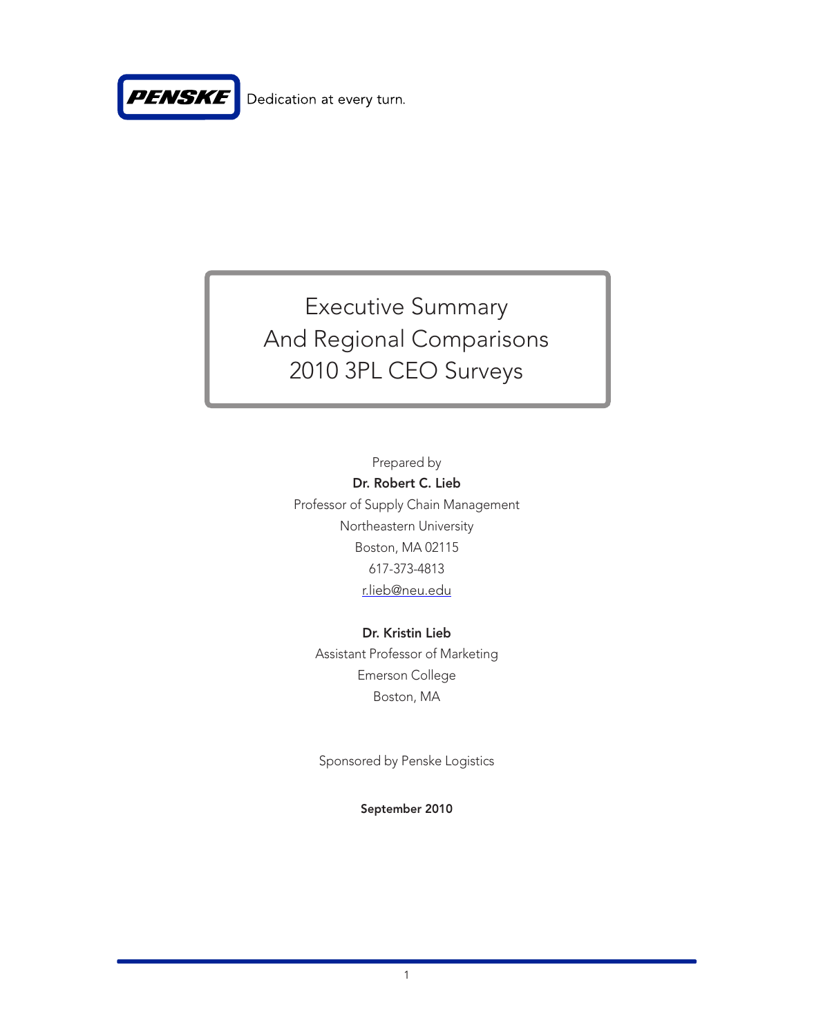PENSKE Dedication at every turn.

# Executive Summary
# And Regional Comparisons
# 2010 3PL CEO Surveys

Prepared by

**Dr. Robert C. Lieb**

Professor of Supply Chain Management

Northeastern University

Boston, MA 02115

617-373-4813

r.lieb@neu.edu

**Dr. Kristin Lieb**

Assistant Professor of Marketing

Emerson College

Boston, MA

Sponsored by Penske Logistics

**September 2010**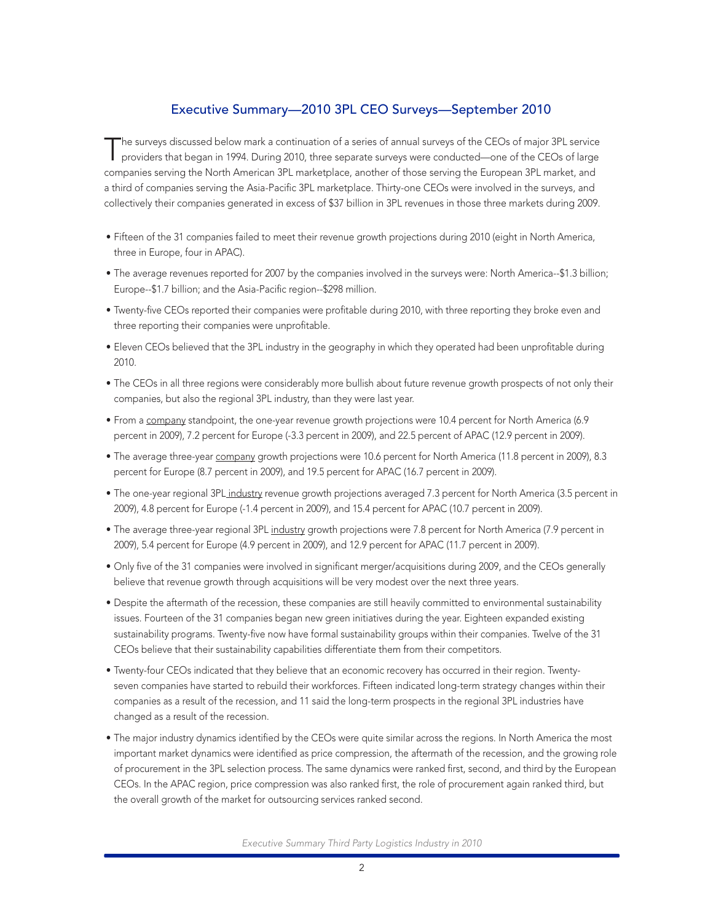## Executive Summary—2010 3PL CEO Surveys—September 2010

The surveys discussed below mark a continuation of a series of annual surveys of the CEOs of major 3PL service providers that began in 1994. During 2010, three separate surveys were conducted—one of the CEOs of large companies serving the North American 3PL marketplace, another of those serving the European 3PL market, and a third of companies serving the Asia-Pacific 3PL marketplace. Thirty-one CEOs were involved in the surveys, and collectively their companies generated in excess of $37 billion in 3PL revenues in those three markets during 2009.

- Fifteen of the 31 companies failed to meet their revenue growth projections during 2010 (eight in North America, three in Europe, four in APAC).
- The average revenues reported for 2007 by the companies involved in the surveys were: North America--$1.3 billion; Europe--$1.7 billion; and the Asia-Pacific region--$298 million.
- Twenty-five CEOs reported their companies were profitable during 2010, with three reporting they broke even and three reporting their companies were unprofitable.
- Eleven CEOs believed that the 3PL industry in the geography in which they operated had been unprofitable during 2010.
- The CEOs in all three regions were considerably more bullish about future revenue growth prospects of not only their companies, but also the regional 3PL industry, than they were last year.
- From a company standpoint, the one-year revenue growth projections were 10.4 percent for North America (6.9 percent in 2009), 7.2 percent for Europe (-3.3 percent in 2009), and 22.5 percent of APAC (12.9 percent in 2009).
- The average three-year company growth projections were 10.6 percent for North America (11.8 percent in 2009), 8.3 percent for Europe (8.7 percent in 2009), and 19.5 percent for APAC (16.7 percent in 2009).
- The one-year regional 3PL industry revenue growth projections averaged 7.3 percent for North America (3.5 percent in 2009), 4.8 percent for Europe (-1.4 percent in 2009), and 15.4 percent for APAC (10.7 percent in 2009).
- The average three-year regional 3PL industry growth projections were 7.8 percent for North America (7.9 percent in 2009), 5.4 percent for Europe (4.9 percent in 2009), and 12.9 percent for APAC (11.7 percent in 2009).
- Only five of the 31 companies were involved in significant merger/acquisitions during 2009, and the CEOs generally believe that revenue growth through acquisitions will be very modest over the next three years.
- Despite the aftermath of the recession, these companies are still heavily committed to environmental sustainability issues. Fourteen of the 31 companies began new green initiatives during the year. Eighteen expanded existing sustainability programs. Twenty-five now have formal sustainability groups within their companies. Twelve of the 31 CEOs believe that their sustainability capabilities differentiate them from their competitors.
- Twenty-four CEOs indicated that they believe that an economic recovery has occurred in their region. Twenty-seven companies have started to rebuild their workforces. Fifteen indicated long-term strategy changes within their companies as a result of the recession, and 11 said the long-term prospects in the regional 3PL industries have changed as a result of the recession.
- The major industry dynamics identified by the CEOs were quite similar across the regions. In North America the most important market dynamics were identified as price compression, the aftermath of the recession, and the growing role of procurement in the 3PL selection process. The same dynamics were ranked first, second, and third by the European CEOs. In the APAC region, price compression was also ranked first, the role of procurement again ranked third, but the overall growth of the market for outsourcing services ranked second.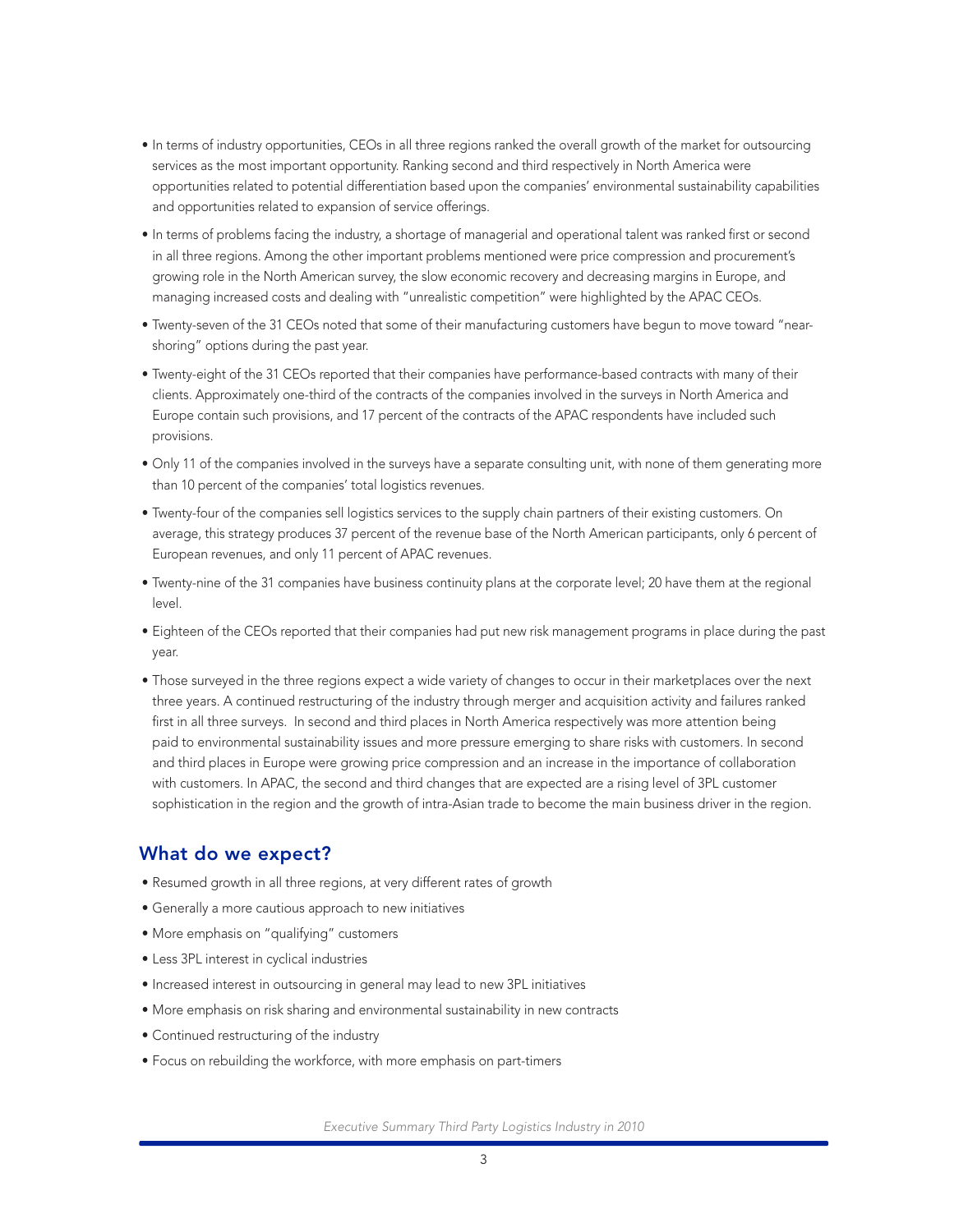- In terms of industry opportunities, CEOs in all three regions ranked the overall growth of the market for outsourcing services as the most important opportunity. Ranking second and third respectively in North America were opportunities related to potential differentiation based upon the companies' environmental sustainability capabilities and opportunities related to expansion of service offerings.
- In terms of problems facing the industry, a shortage of managerial and operational talent was ranked first or second in all three regions. Among the other important problems mentioned were price compression and procurement's growing role in the North American survey, the slow economic recovery and decreasing margins in Europe, and managing increased costs and dealing with "unrealistic competition" were highlighted by the APAC CEOs.
- Twenty-seven of the 31 CEOs noted that some of their manufacturing customers have begun to move toward "near-shoring" options during the past year.
- Twenty-eight of the 31 CEOs reported that their companies have performance-based contracts with many of their clients. Approximately one-third of the contracts of the companies involved in the surveys in North America and Europe contain such provisions, and 17 percent of the contracts of the APAC respondents have included such provisions.
- Only 11 of the companies involved in the surveys have a separate consulting unit, with none of them generating more than 10 percent of the companies' total logistics revenues.
- Twenty-four of the companies sell logistics services to the supply chain partners of their existing customers. On average, this strategy produces 37 percent of the revenue base of the North American participants, only 6 percent of European revenues, and only 11 percent of APAC revenues.
- Twenty-nine of the 31 companies have business continuity plans at the corporate level; 20 have them at the regional level.
- Eighteen of the CEOs reported that their companies had put new risk management programs in place during the past year.
- Those surveyed in the three regions expect a wide variety of changes to occur in their marketplaces over the next three years. A continued restructuring of the industry through merger and acquisition activity and failures ranked first in all three surveys. In second and third places in North America respectively was more attention being paid to environmental sustainability issues and more pressure emerging to share risks with customers. In second and third places in Europe were growing price compression and an increase in the importance of collaboration with customers. In APAC, the second and third changes that are expected are a rising level of 3PL customer sophistication in the region and the growth of intra-Asian trade to become the main business driver in the region.

## What do we expect?

- Resumed growth in all three regions, at very different rates of growth
- Generally a more cautious approach to new initiatives
- More emphasis on "qualifying" customers
- Less 3PL interest in cyclical industries
- Increased interest in outsourcing in general may lead to new 3PL initiatives
- More emphasis on risk sharing and environmental sustainability in new contracts
- Continued restructuring of the industry
- Focus on rebuilding the workforce, with more emphasis on part-timers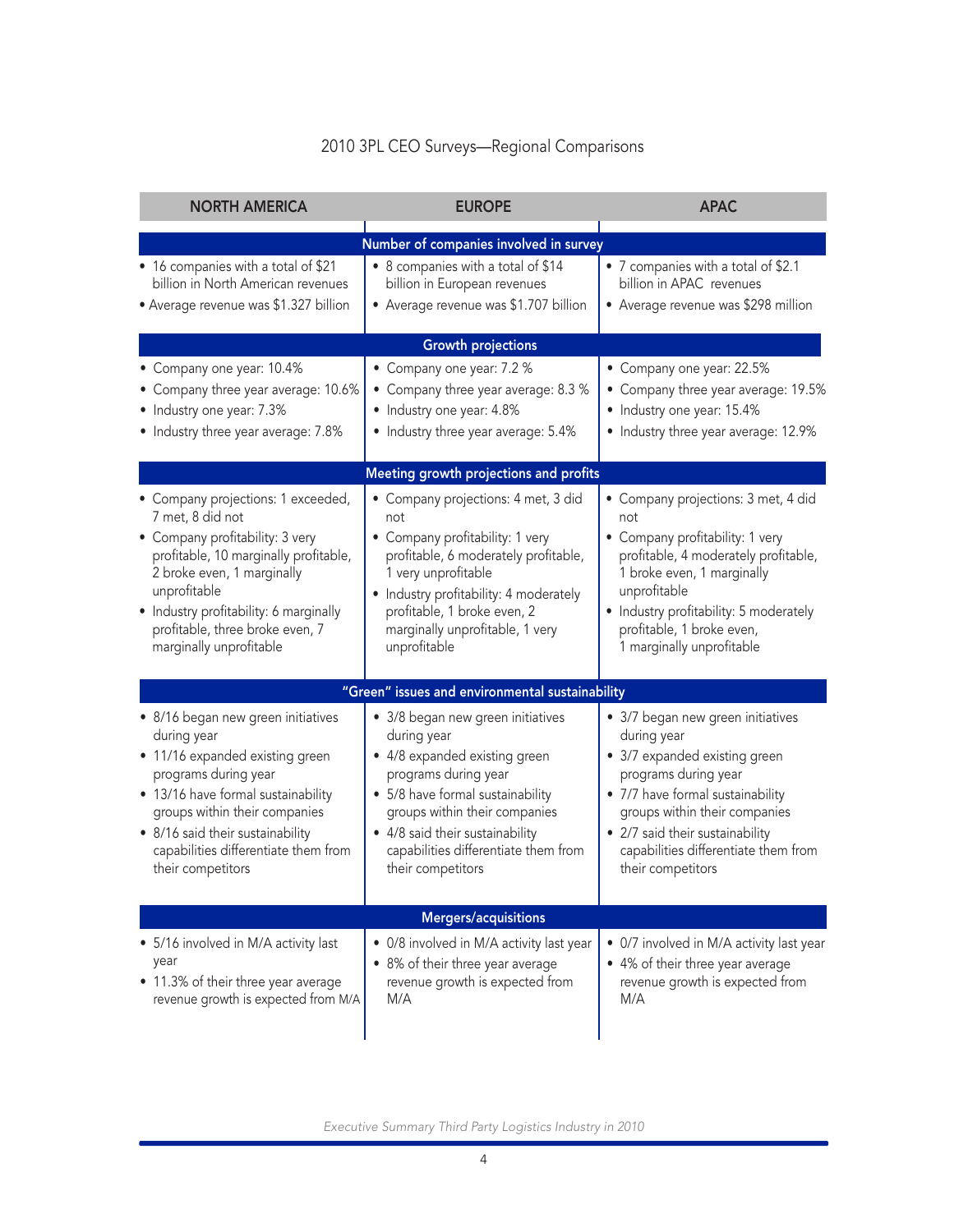# 2010 3PL CEO Surveys—Regional Comparisons

| NORTH AMERICA | EUROPE | APAC |
|---|---|---|
| **Number of companies involved in survey** | | |
| • 16 companies with a total of $21 billion in North American revenues<br>• Average revenue was $1.327 billion | • 8 companies with a total of $14 billion in European revenues<br>• Average revenue was $1.707 billion | • 7 companies with a total of $2.1 billion in APAC revenues<br>• Average revenue was $298 million |
| **Growth projections** | | |
| • Company one year: 10.4%<br>• Company three year average: 10.6%<br>• Industry one year: 7.3%<br>• Industry three year average: 7.8% | • Company one year: 7.2 %<br>• Company three year average: 8.3 %<br>• Industry one year: 4.8%<br>• Industry three year average: 5.4% | • Company one year: 22.5%<br>• Company three year average: 19.5%<br>• Industry one year: 15.4%<br>• Industry three year average: 12.9% |
| **Meeting growth projections and profits** | | |
| • Company projections: 1 exceeded, 7 met, 8 did not<br>• Company profitability: 3 very profitable, 10 marginally profitable, 2 broke even, 1 marginally unprofitable<br>• Industry profitability: 6 marginally profitable, three broke even, 7 marginally unprofitable | • Company projections: 4 met, 3 did not<br>• Company profitability: 1 very profitable, 6 moderately profitable, 1 very unprofitable<br>• Industry profitability: 4 moderately profitable, 1 broke even, 2 marginally unprofitable, 1 very unprofitable | • Company projections: 3 met, 4 did not<br>• Company profitability: 1 very profitable, 4 moderately profitable, 1 broke even, 1 marginally unprofitable<br>• Industry profitability: 5 moderately profitable, 1 broke even, 1 marginally unprofitable |
| **"Green" issues and environmental sustainability** | | |
| • 8/16 began new green initiatives during year<br>• 11/16 expanded existing green programs during year<br>• 13/16 have formal sustainability groups within their companies<br>• 8/16 said their sustainability capabilities differentiate them from their competitors | • 3/8 began new green initiatives during year<br>• 4/8 expanded existing green programs during year<br>• 5/8 have formal sustainability groups within their companies<br>• 4/8 said their sustainability capabilities differentiate them from their competitors | • 3/7 began new green initiatives during year<br>• 3/7 expanded existing green programs during year<br>• 7/7 have formal sustainability groups within their companies<br>• 2/7 said their sustainability capabilities differentiate them from their competitors |
| **Mergers/acquisitions** | | |
| • 5/16 involved in M/A activity last year<br>• 11.3% of their three year average revenue growth is expected from M/A | • 0/8 involved in M/A activity last year<br>• 8% of their three year average revenue growth is expected from M/A | • 0/7 involved in M/A activity last year<br>• 4% of their three year average revenue growth is expected from M/A |

*Executive Summary Third Party Logistics Industry in 2010*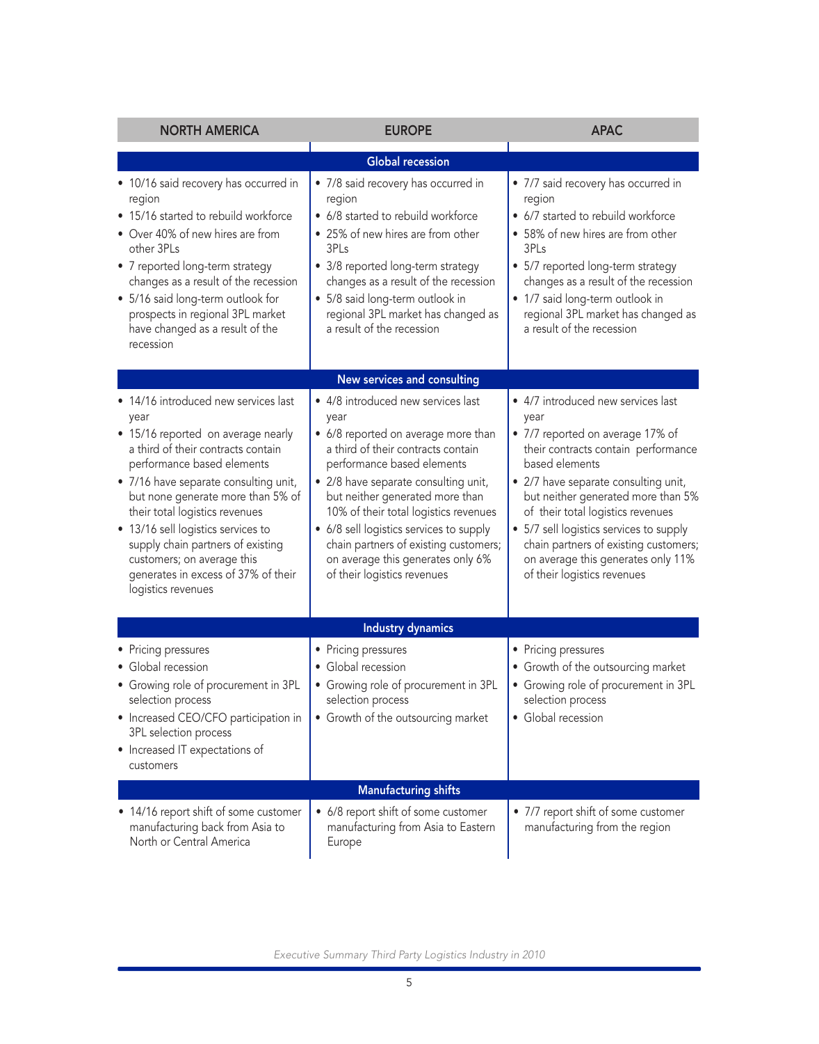| NORTH AMERICA | EUROPE | APAC |
| --- | --- | --- |
| **Global recession** | | |
| • 10/16 said recovery has occurred in region<br>• 15/16 started to rebuild workforce<br>• Over 40% of new hires are from other 3PLs<br>• 7 reported long-term strategy changes as a result of the recession<br>• 5/16 said long-term outlook for prospects in regional 3PL market have changed as a result of the recession | • 7/8 said recovery has occurred in region<br>• 6/8 started to rebuild workforce<br>• 25% of new hires are from other 3PLs<br>• 3/8 reported long-term strategy changes as a result of the recession<br>• 5/8 said long-term outlook in regional 3PL market has changed as a result of the recession | • 7/7 said recovery has occurred in region<br>• 6/7 started to rebuild workforce<br>• 58% of new hires are from other 3PLs<br>• 5/7 reported long-term strategy changes as a result of the recession<br>• 1/7 said long-term outlook in regional 3PL market has changed as a result of the recession |
| **New services and consulting** | | |
| • 14/16 introduced new services last year<br>• 15/16 reported on average nearly a third of their contracts contain performance based elements<br>• 7/16 have separate consulting unit, but none generate more than 5% of their total logistics revenues<br>• 13/16 sell logistics services to supply chain partners of existing customers; on average this generates in excess of 37% of their logistics revenues | • 4/8 introduced new services last year<br>• 6/8 reported on average more than a third of their contracts contain performance based elements<br>• 2/8 have separate consulting unit, but neither generated more than 10% of their total logistics revenues<br>• 6/8 sell logistics services to supply chain partners of existing customers; on average this generates only 6% of their logistics revenues | • 4/7 introduced new services last year<br>• 7/7 reported on average 17% of their contracts contain performance based elements<br>• 2/7 have separate consulting unit, but neither generated more than 5% of their total logistics revenues<br>• 5/7 sell logistics services to supply chain partners of existing customers; on average this generates only 11% of their logistics revenues |
| **Industry dynamics** | | |
| • Pricing pressures<br>• Global recession<br>• Growing role of procurement in 3PL selection process<br>• Increased CEO/CFO participation in 3PL selection process<br>• Increased IT expectations of customers | • Pricing pressures<br>• Global recession<br>• Growing role of procurement in 3PL selection process<br>• Growth of the outsourcing market | • Pricing pressures<br>• Growth of the outsourcing market<br>• Growing role of procurement in 3PL selection process<br>• Global recession |
| **Manufacturing shifts** | | |
| • 14/16 report shift of some customer manufacturing back from Asia to North or Central America | • 6/8 report shift of some customer manufacturing from Asia to Eastern Europe | • 7/7 report shift of some customer manufacturing from the region |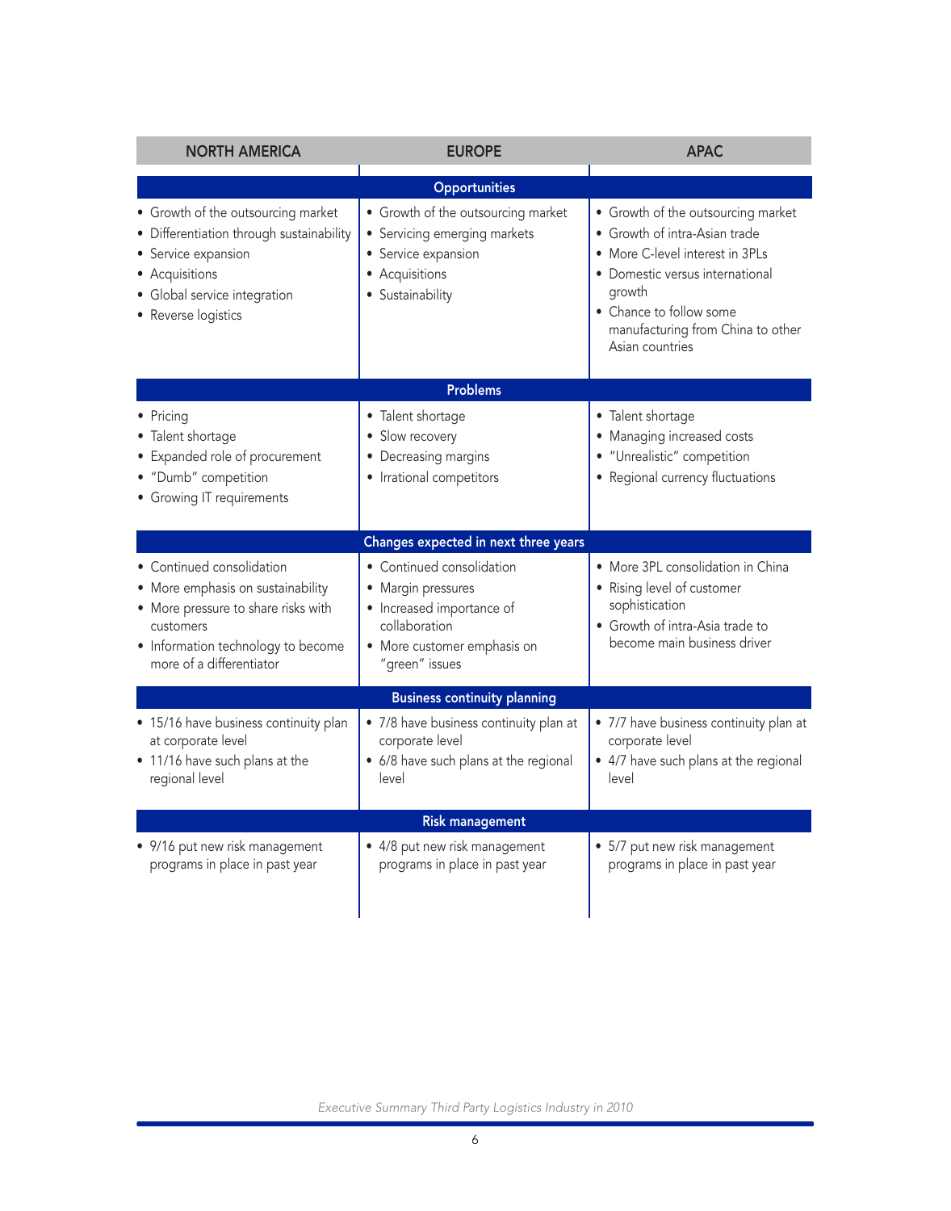| NORTH AMERICA | EUROPE | APAC |
|---|---|---|
| **Opportunities** | | |
| • Growth of the outsourcing market<br>• Differentiation through sustainability<br>• Service expansion<br>• Acquisitions<br>• Global service integration<br>• Reverse logistics | • Growth of the outsourcing market<br>• Servicing emerging markets<br>• Service expansion<br>• Acquisitions<br>• Sustainability | • Growth of the outsourcing market<br>• Growth of intra-Asian trade<br>• More C-level interest in 3PLs<br>• Domestic versus international growth<br>• Chance to follow some manufacturing from China to other Asian countries |
| **Problems** | | |
| • Pricing<br>• Talent shortage<br>• Expanded role of procurement<br>• "Dumb" competition<br>• Growing IT requirements | • Talent shortage<br>• Slow recovery<br>• Decreasing margins<br>• Irrational competitors | • Talent shortage<br>• Managing increased costs<br>• "Unrealistic" competition<br>• Regional currency fluctuations |
| **Changes expected in next three years** | | |
| • Continued consolidation<br>• More emphasis on sustainability<br>• More pressure to share risks with customers<br>• Information technology to become more of a differentiator | • Continued consolidation<br>• Margin pressures<br>• Increased importance of collaboration<br>• More customer emphasis on "green" issues | • More 3PL consolidation in China<br>• Rising level of customer sophistication<br>• Growth of intra-Asia trade to become main business driver |
| **Business continuity planning** | | |
| • 15/16 have business continuity plan at corporate level<br>• 11/16 have such plans at the regional level | • 7/8 have business continuity plan at corporate level<br>• 6/8 have such plans at the regional level | • 7/7 have business continuity plan at corporate level<br>• 4/7 have such plans at the regional level |
| **Risk management** | | |
| • 9/16 put new risk management programs in place in past year | • 4/8 put new risk management programs in place in past year | • 5/7 put new risk management programs in place in past year |